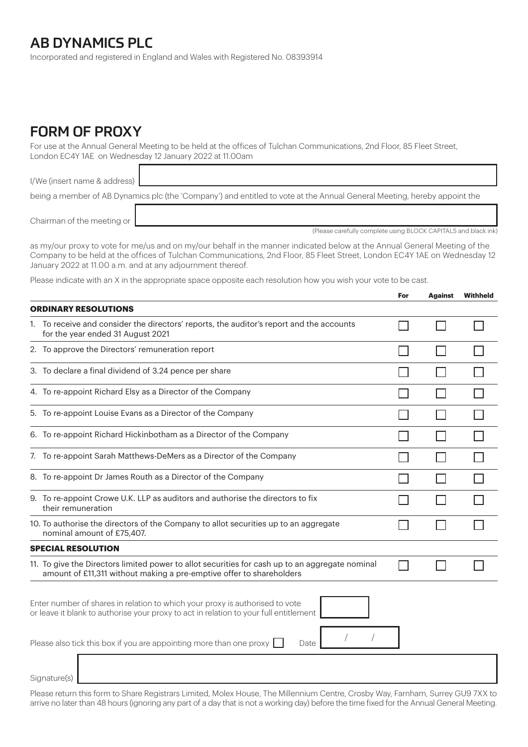# AB DYNAMICS PLC

Incorporated and registered in England and Wales with Registered No. 08393914

## FORM OF PROXY

For use at the Annual General Meeting to be held at the offices of Tulchan Communications, 2nd Floor, 85 Fleet Street, London EC4Y 1AE on Wednesday 12 January 2022 at 11.00am

I/We (insert name & address) ______________________________

being a member of AB Dynamics plc (the 'Company') and entitled to vote at the Annual General Meeting, hereby appoint the

Chairman of the meeting or ______________________________

(Please carefully complete using BLOCK CAPITALS and black ink)

as my/our proxy to vote for me/us and on my/our behalf in the manner indicated below at the Annual General Meeting of the Company to be held at the offices of Tulchan Communications, 2nd Floor, 85 Fleet Street, London EC4Y 1AE on Wednesday 12 January 2022 at 11.00 a.m. and at any adjournment thereof.

Please indicate with an X in the appropriate space opposite each resolution how you wish your vote to be cast.

| | For | Against | Withheld |
|---|---|---|---|
| **ORDINARY RESOLUTIONS** | | | |
| 1. To receive and consider the directors' reports, the auditor's report and the accounts for the year ended 31 August 2021 | ☐ | ☐ | ☐ |
| 2. To approve the Directors' remuneration report | ☐ | ☐ | ☐ |
| 3. To declare a final dividend of 3.24 pence per share | ☐ | ☐ | ☐ |
| 4. To re-appoint Richard Elsy as a Director of the Company | ☐ | ☐ | ☐ |
| 5. To re-appoint Louise Evans as a Director of the Company | ☐ | ☐ | ☐ |
| 6. To re-appoint Richard Hickinbotham as a Director of the Company | ☐ | ☐ | ☐ |
| 7. To re-appoint Sarah Matthews-DeMers as a Director of the Company | ☐ | ☐ | ☐ |
| 8. To re-appoint Dr James Routh as a Director of the Company | ☐ | ☐ | ☐ |
| 9. To re-appoint Crowe U.K. LLP as auditors and authorise the directors to fix their remuneration | ☐ | ☐ | ☐ |
| 10. To authorise the directors of the Company to allot securities up to an aggregate nominal amount of £75,407. | ☐ | ☐ | ☐ |
| **SPECIAL RESOLUTION** | | | |
| 11. To give the Directors limited power to allot securities for cash up to an aggregate nominal amount of £11,311 without making a pre-emptive offer to shareholders | ☐ | ☐ | ☐ |

Enter number of shares in relation to which your proxy is authorised to vote or leave it blank to authorise your proxy to act in relation to your full entitlement ______

Please also tick this box if you are appointing more than one proxy ☐ Date &nbsp;&nbsp;/&nbsp;&nbsp;/

Signature(s) ______________________________

Please return this form to Share Registrars Limited, Molex House, The Millennium Centre, Crosby Way, Farnham, Surrey GU9 7XX to arrive no later than 48 hours (ignoring any part of a day that is not a working day) before the time fixed for the Annual General Meeting.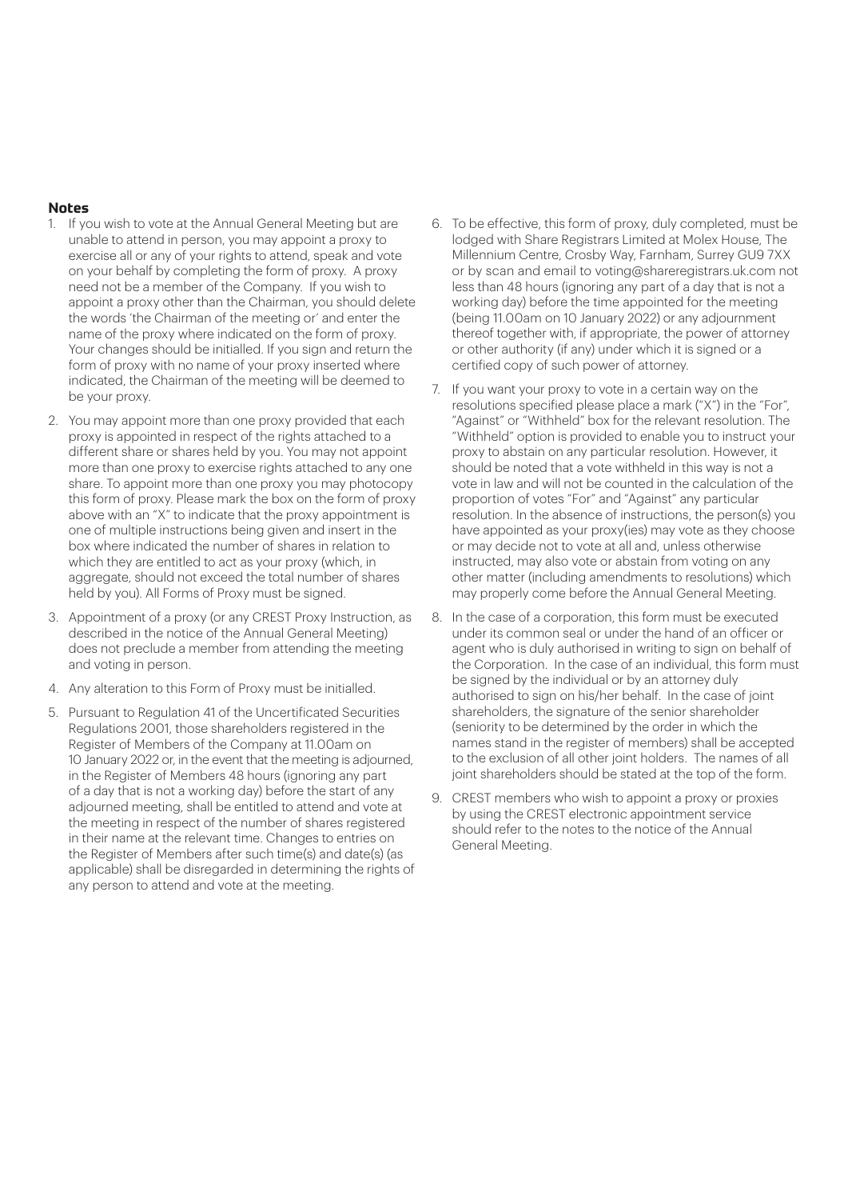**Notes**

1. If you wish to vote at the Annual General Meeting but are unable to attend in person, you may appoint a proxy to exercise all or any of your rights to attend, speak and vote on your behalf by completing the form of proxy. A proxy need not be a member of the Company. If you wish to appoint a proxy other than the Chairman, you should delete the words 'the Chairman of the meeting or' and enter the name of the proxy where indicated on the form of proxy. Your changes should be initialled. If you sign and return the form of proxy with no name of your proxy inserted where indicated, the Chairman of the meeting will be deemed to be your proxy.

2. You may appoint more than one proxy provided that each proxy is appointed in respect of the rights attached to a different share or shares held by you. You may not appoint more than one proxy to exercise rights attached to any one share. To appoint more than one proxy you may photocopy this form of proxy. Please mark the box on the form of proxy above with an "X" to indicate that the proxy appointment is one of multiple instructions being given and insert in the box where indicated the number of shares in relation to which they are entitled to act as your proxy (which, in aggregate, should not exceed the total number of shares held by you). All Forms of Proxy must be signed.

3. Appointment of a proxy (or any CREST Proxy Instruction, as described in the notice of the Annual General Meeting) does not preclude a member from attending the meeting and voting in person.

4. Any alteration to this Form of Proxy must be initialled.

5. Pursuant to Regulation 41 of the Uncertificated Securities Regulations 2001, those shareholders registered in the Register of Members of the Company at 11.00am on 10 January 2022 or, in the event that the meeting is adjourned, in the Register of Members 48 hours (ignoring any part of a day that is not a working day) before the start of any adjourned meeting, shall be entitled to attend and vote at the meeting in respect of the number of shares registered in their name at the relevant time. Changes to entries on the Register of Members after such time(s) and date(s) (as applicable) shall be disregarded in determining the rights of any person to attend and vote at the meeting.

6. To be effective, this form of proxy, duly completed, must be lodged with Share Registrars Limited at Molex House, The Millennium Centre, Crosby Way, Farnham, Surrey GU9 7XX or by scan and email to voting@shareregistrars.uk.com not less than 48 hours (ignoring any part of a day that is not a working day) before the time appointed for the meeting (being 11.00am on 10 January 2022) or any adjournment thereof together with, if appropriate, the power of attorney or other authority (if any) under which it is signed or a certified copy of such power of attorney.

7. If you want your proxy to vote in a certain way on the resolutions specified please place a mark ("X") in the "For", "Against" or "Withheld" box for the relevant resolution. The "Withheld" option is provided to enable you to instruct your proxy to abstain on any particular resolution. However, it should be noted that a vote withheld in this way is not a vote in law and will not be counted in the calculation of the proportion of votes "For" and "Against" any particular resolution. In the absence of instructions, the person(s) you have appointed as your proxy(ies) may vote as they choose or may decide not to vote at all and, unless otherwise instructed, may also vote or abstain from voting on any other matter (including amendments to resolutions) which may properly come before the Annual General Meeting.

8. In the case of a corporation, this form must be executed under its common seal or under the hand of an officer or agent who is duly authorised in writing to sign on behalf of the Corporation. In the case of an individual, this form must be signed by the individual or by an attorney duly authorised to sign on his/her behalf. In the case of joint shareholders, the signature of the senior shareholder (seniority to be determined by the order in which the names stand in the register of members) shall be accepted to the exclusion of all other joint holders. The names of all joint shareholders should be stated at the top of the form.

9. CREST members who wish to appoint a proxy or proxies by using the CREST electronic appointment service should refer to the notes to the notice of the Annual General Meeting.